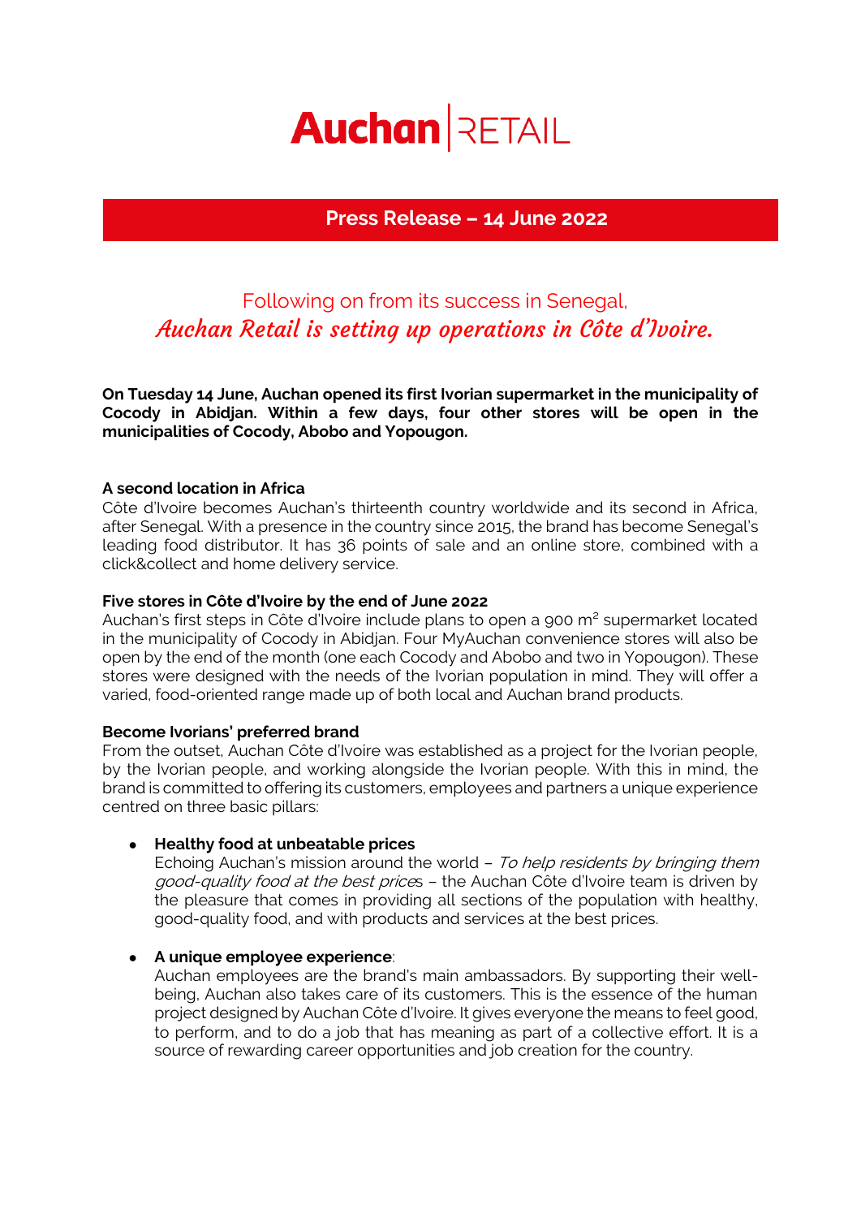# Auchan | RETAIL

**Press Release – 14 June 2022**

## Following on from its success in Senegal, *Auchan Retail is setting up operations in Côte d'Ivoire.*

**On Tuesday 14 June, Auchan opened its first Ivorian supermarket in the municipality of Cocody in Abidjan. Within a few days, four other stores will be open in the municipalities of Cocody, Abobo and Yopougon.**

**A second location in Africa**

Côte d'Ivoire becomes Auchan's thirteenth country worldwide and its second in Africa, after Senegal. With a presence in the country since 2015, the brand has become Senegal's leading food distributor. It has 36 points of sale and an online store, combined with a click&collect and home delivery service.

**Five stores in Côte d'Ivoire by the end of June 2022**

Auchan's first steps in Côte d'Ivoire include plans to open a 900 m² supermarket located in the municipality of Cocody in Abidjan. Four MyAuchan convenience stores will also be open by the end of the month (one each Cocody and Abobo and two in Yopougon). These stores were designed with the needs of the Ivorian population in mind. They will offer a varied, food-oriented range made up of both local and Auchan brand products.

**Become Ivorians' preferred brand**

From the outset, Auchan Côte d'Ivoire was established as a project for the Ivorian people, by the Ivorian people, and working alongside the Ivorian people. With this in mind, the brand is committed to offering its customers, employees and partners a unique experience centred on three basic pillars:

- **Healthy food at unbeatable prices**
  Echoing Auchan's mission around the world – *To help residents by bringing them good-quality food at the best prices* – the Auchan Côte d'Ivoire team is driven by the pleasure that comes in providing all sections of the population with healthy, good-quality food, and with products and services at the best prices.

- **A unique employee experience**:
  Auchan employees are the brand's main ambassadors. By supporting their well-being, Auchan also takes care of its customers. This is the essence of the human project designed by Auchan Côte d'Ivoire. It gives everyone the means to feel good, to perform, and to do a job that has meaning as part of a collective effort. It is a source of rewarding career opportunities and job creation for the country.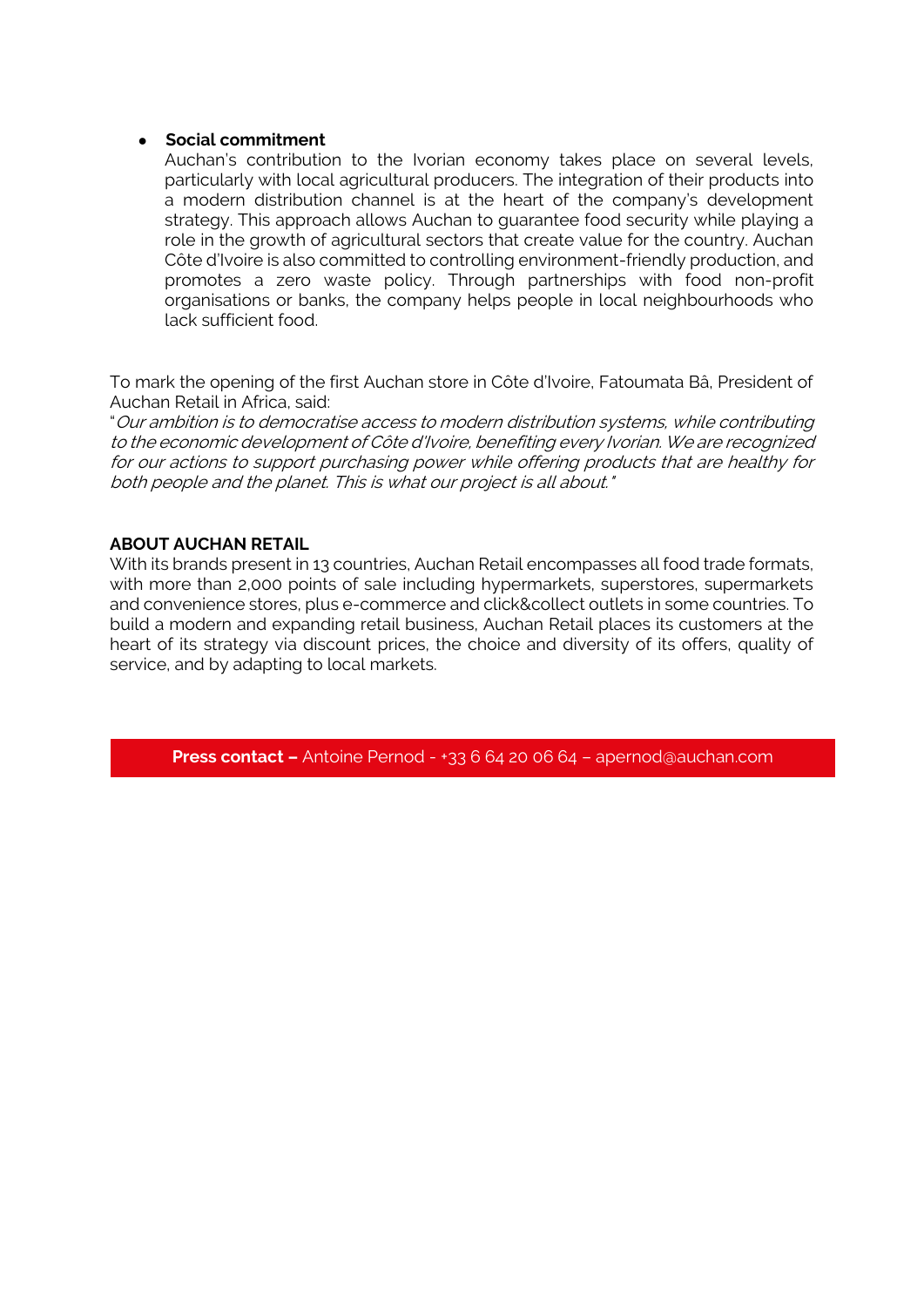- **Social commitment**
  Auchan's contribution to the Ivorian economy takes place on several levels, particularly with local agricultural producers. The integration of their products into a modern distribution channel is at the heart of the company's development strategy. This approach allows Auchan to guarantee food security while playing a role in the growth of agricultural sectors that create value for the country. Auchan Côte d'Ivoire is also committed to controlling environment-friendly production, and promotes a zero waste policy. Through partnerships with food non-profit organisations or banks, the company helps people in local neighbourhoods who lack sufficient food.

To mark the opening of the first Auchan store in Côte d'Ivoire, Fatoumata Bâ, President of Auchan Retail in Africa, said:
"*Our ambition is to democratise access to modern distribution systems, while contributing to the economic development of Côte d'Ivoire, benefiting every Ivorian. We are recognized for our actions to support purchasing power while offering products that are healthy for both people and the planet. This is what our project is all about."*

**ABOUT AUCHAN RETAIL**
With its brands present in 13 countries, Auchan Retail encompasses all food trade formats, with more than 2,000 points of sale including hypermarkets, superstores, supermarkets and convenience stores, plus e-commerce and click&collect outlets in some countries. To build a modern and expanding retail business, Auchan Retail places its customers at the heart of its strategy via discount prices, the choice and diversity of its offers, quality of service, and by adapting to local markets.

**Press contact –** Antoine Pernod - +33 6 64 20 06 64 – apernod@auchan.com